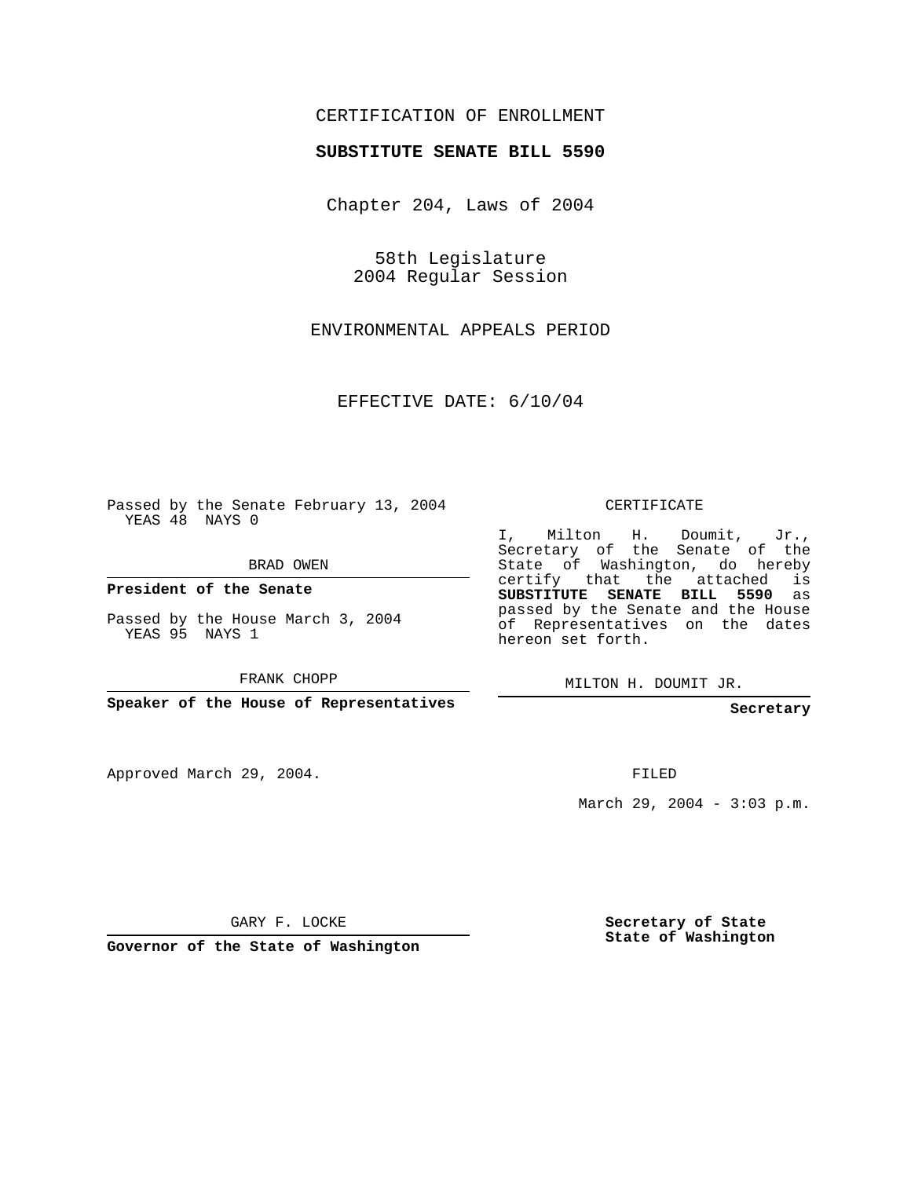CERTIFICATION OF ENROLLMENT

**SUBSTITUTE SENATE BILL 5590**

Chapter 204, Laws of 2004

58th Legislature
2004 Regular Session

ENVIRONMENTAL APPEALS PERIOD

EFFECTIVE DATE: 6/10/04

Passed by the Senate February 13, 2004
YEAS 48 NAYS 0

BRAD OWEN

**President of the Senate**

Passed by the House March 3, 2004
YEAS 95 NAYS 1

FRANK CHOPP

**Speaker of the House of Representatives**

CERTIFICATE

I, Milton H. Doumit, Jr., Secretary of the Senate of the State of Washington, do hereby certify that the attached is **SUBSTITUTE SENATE BILL 5590** as passed by the Senate and the House of Representatives on the dates hereon set forth.

MILTON H. DOUMIT JR.

**Secretary**

Approved March 29, 2004.

FILED

March 29, 2004 - 3:03 p.m.

GARY F. LOCKE

**Governor of the State of Washington**

**Secretary of State**
**State of Washington**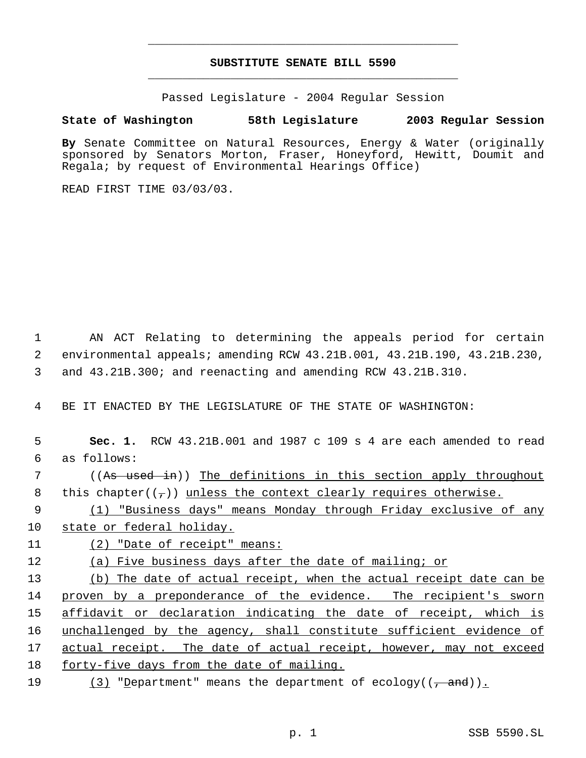---

# SUBSTITUTE SENATE BILL 5590

---

Passed Legislature - 2004 Regular Session

**State of Washington 58th Legislature 2003 Regular Session**

**By** Senate Committee on Natural Resources, Energy & Water (originally sponsored by Senators Morton, Fraser, Honeyford, Hewitt, Doumit and Regala; by request of Environmental Hearings Office)

READ FIRST TIME 03/03/03.

1 AN ACT Relating to determining the appeals period for certain
2 environmental appeals; amending RCW 43.21B.001, 43.21B.190, 43.21B.230,
3 and 43.21B.300; and reenacting and amending RCW 43.21B.310.

4 BE IT ENACTED BY THE LEGISLATURE OF THE STATE OF WASHINGTON:

5 **Sec. 1.** RCW 43.21B.001 and 1987 c 109 s 4 are each amended to read
6 as follows:

7 ((~~As used in~~)) <u>The definitions in this section apply throughout</u>
8 this chapter((~~,~~)) <u>unless the context clearly requires otherwise.</u>

9 <u>(1) "Business days" means Monday through Friday exclusive of any</u>
10 <u>state or federal holiday.</u>

11 <u>(2) "Date of receipt" means:</u>

12 <u>(a) Five business days after the date of mailing; or</u>

13 <u>(b) The date of actual receipt, when the actual receipt date can be</u>
14 <u>proven by a preponderance of the evidence. The recipient's sworn</u>
15 <u>affidavit or declaration indicating the date of receipt, which is</u>
16 <u>unchallenged by the agency, shall constitute sufficient evidence of</u>
17 <u>actual receipt. The date of actual receipt, however, may not exceed</u>
18 <u>forty-five days from the date of mailing.</u>

19 <u>(3)</u> "<u>D</u>epartment" means the department of ecology((~~, and~~))<u>.</u>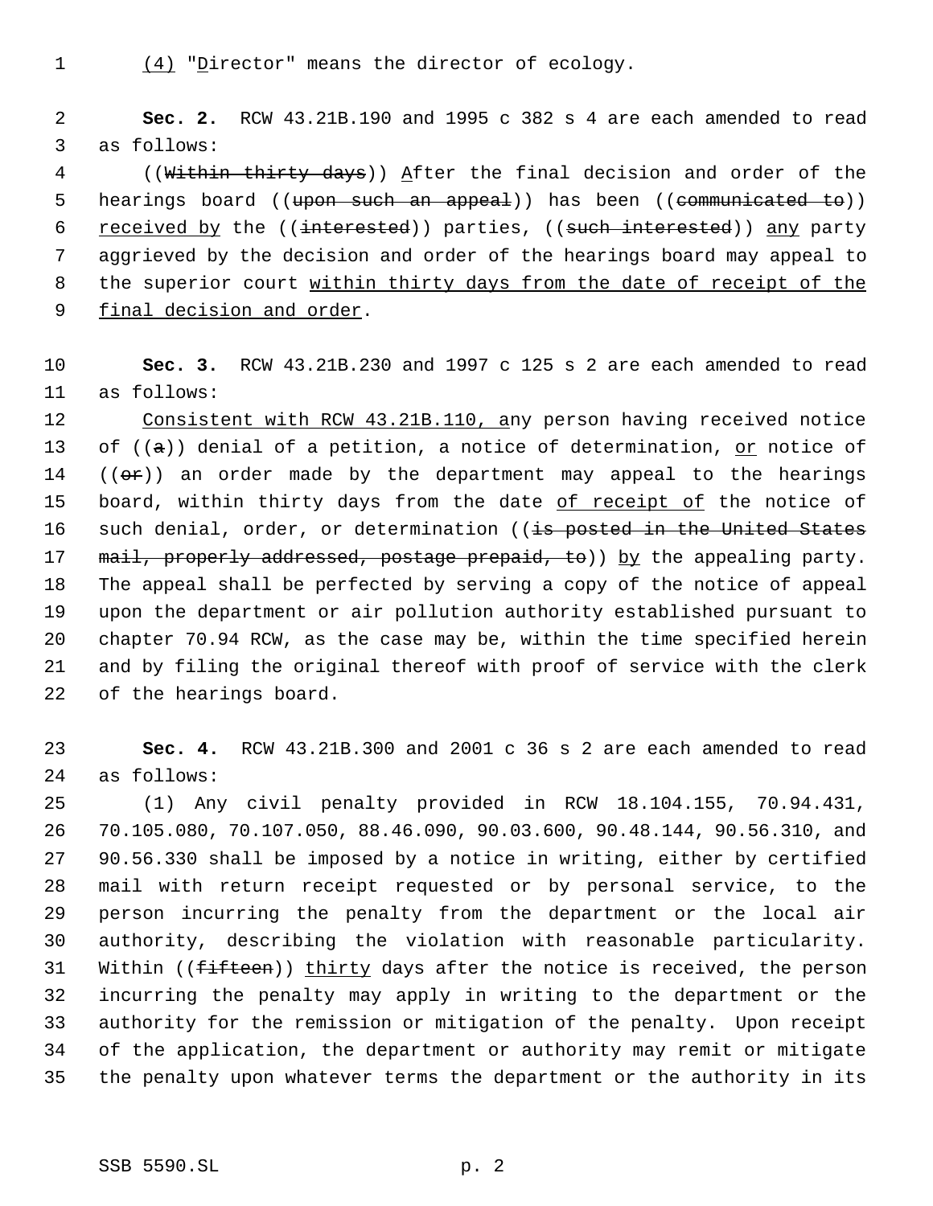(4) "Director" means the director of ecology.

**Sec. 2.** RCW 43.21B.190 and 1995 c 382 s 4 are each amended to read as follows:

((~~Within thirty days~~)) After the final decision and order of the hearings board ((~~upon such an appeal~~)) has been ((~~communicated to~~)) received by the ((~~interested~~)) parties, ((~~such interested~~)) any party aggrieved by the decision and order of the hearings board may appeal to the superior court within thirty days from the date of receipt of the final decision and order.

**Sec. 3.** RCW 43.21B.230 and 1997 c 125 s 2 are each amended to read as follows:

Consistent with RCW 43.21B.110, any person having received notice of ((~~a~~)) denial of a petition, a notice of determination, or notice of ((~~or~~)) an order made by the department may appeal to the hearings board, within thirty days from the date of receipt of the notice of such denial, order, or determination ((~~is posted in the United States mail, properly addressed, postage prepaid, to~~)) by the appealing party. The appeal shall be perfected by serving a copy of the notice of appeal upon the department or air pollution authority established pursuant to chapter 70.94 RCW, as the case may be, within the time specified herein and by filing the original thereof with proof of service with the clerk of the hearings board.

**Sec. 4.** RCW 43.21B.300 and 2001 c 36 s 2 are each amended to read as follows:

(1) Any civil penalty provided in RCW 18.104.155, 70.94.431, 70.105.080, 70.107.050, 88.46.090, 90.03.600, 90.48.144, 90.56.310, and 90.56.330 shall be imposed by a notice in writing, either by certified mail with return receipt requested or by personal service, to the person incurring the penalty from the department or the local air authority, describing the violation with reasonable particularity. Within ((~~fifteen~~)) thirty days after the notice is received, the person incurring the penalty may apply in writing to the department or the authority for the remission or mitigation of the penalty. Upon receipt of the application, the department or authority may remit or mitigate the penalty upon whatever terms the department or the authority in its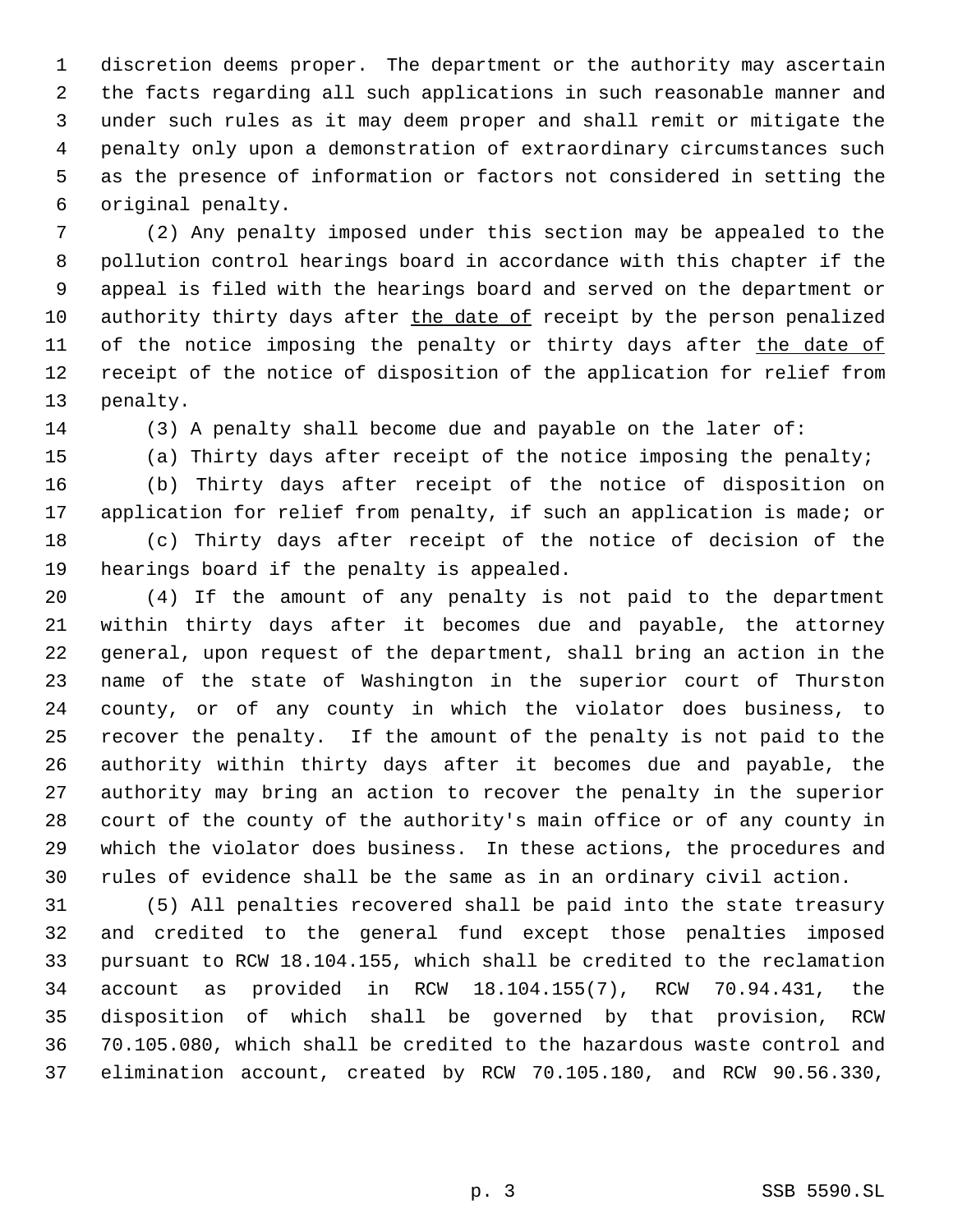discretion deems proper. The department or the authority may ascertain the facts regarding all such applications in such reasonable manner and under such rules as it may deem proper and shall remit or mitigate the penalty only upon a demonstration of extraordinary circumstances such as the presence of information or factors not considered in setting the original penalty.

(2) Any penalty imposed under this section may be appealed to the pollution control hearings board in accordance with this chapter if the appeal is filed with the hearings board and served on the department or authority thirty days after <u>the date of</u> receipt by the person penalized of the notice imposing the penalty or thirty days after <u>the date of</u> receipt of the notice of disposition of the application for relief from penalty.

(3) A penalty shall become due and payable on the later of:

(a) Thirty days after receipt of the notice imposing the penalty;

(b) Thirty days after receipt of the notice of disposition on application for relief from penalty, if such an application is made; or

(c) Thirty days after receipt of the notice of decision of the hearings board if the penalty is appealed.

(4) If the amount of any penalty is not paid to the department within thirty days after it becomes due and payable, the attorney general, upon request of the department, shall bring an action in the name of the state of Washington in the superior court of Thurston county, or of any county in which the violator does business, to recover the penalty. If the amount of the penalty is not paid to the authority within thirty days after it becomes due and payable, the authority may bring an action to recover the penalty in the superior court of the county of the authority's main office or of any county in which the violator does business. In these actions, the procedures and rules of evidence shall be the same as in an ordinary civil action.

(5) All penalties recovered shall be paid into the state treasury and credited to the general fund except those penalties imposed pursuant to RCW 18.104.155, which shall be credited to the reclamation account as provided in RCW 18.104.155(7), RCW 70.94.431, the disposition of which shall be governed by that provision, RCW 70.105.080, which shall be credited to the hazardous waste control and elimination account, created by RCW 70.105.180, and RCW 90.56.330,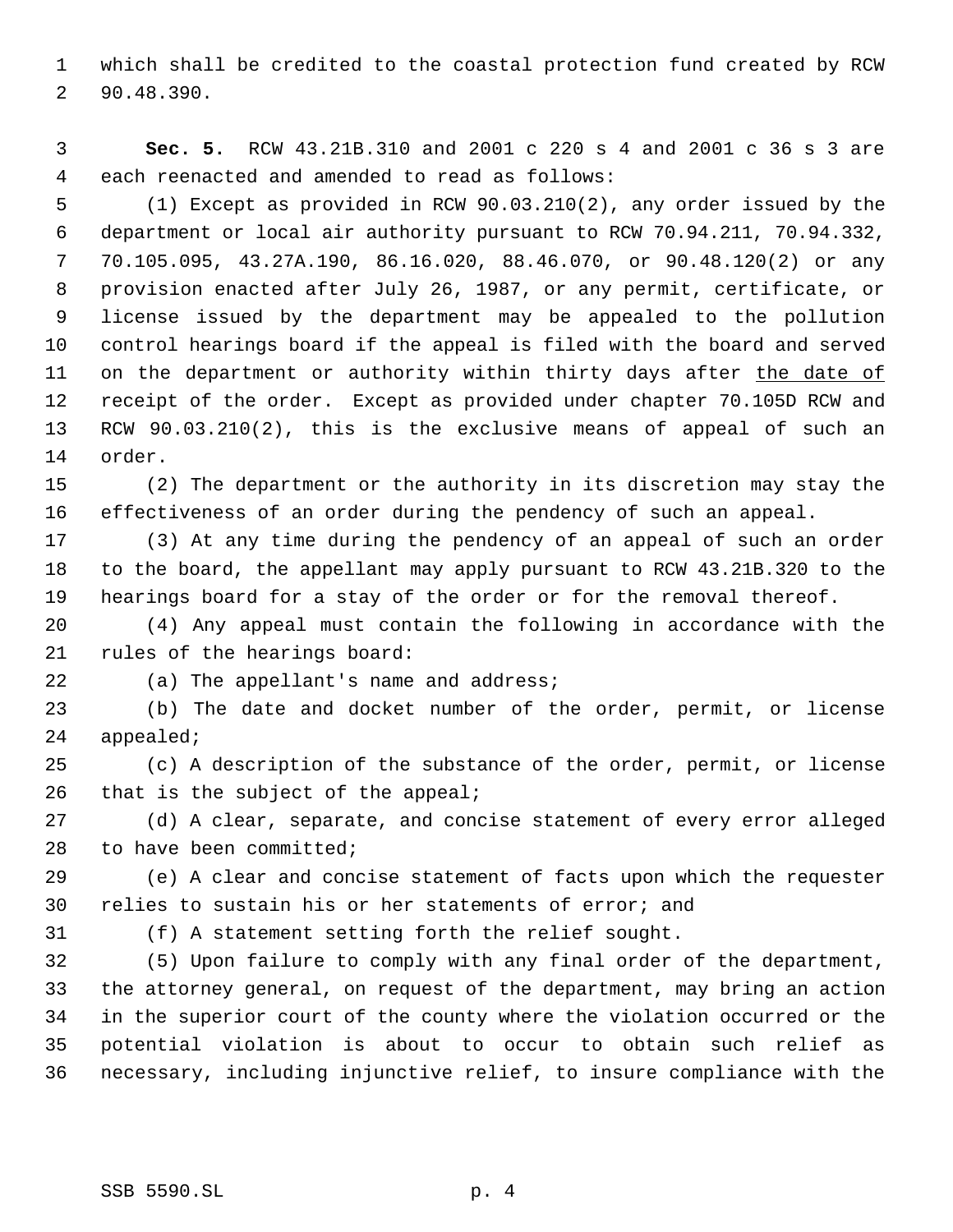which shall be credited to the coastal protection fund created by RCW 90.48.390.

**Sec. 5.** RCW 43.21B.310 and 2001 c 220 s 4 and 2001 c 36 s 3 are each reenacted and amended to read as follows:

(1) Except as provided in RCW 90.03.210(2), any order issued by the department or local air authority pursuant to RCW 70.94.211, 70.94.332, 70.105.095, 43.27A.190, 86.16.020, 88.46.070, or 90.48.120(2) or any provision enacted after July 26, 1987, or any permit, certificate, or license issued by the department may be appealed to the pollution control hearings board if the appeal is filed with the board and served on the department or authority within thirty days after <u>the date of</u> receipt of the order. Except as provided under chapter 70.105D RCW and RCW 90.03.210(2), this is the exclusive means of appeal of such an order.

(2) The department or the authority in its discretion may stay the effectiveness of an order during the pendency of such an appeal.

(3) At any time during the pendency of an appeal of such an order to the board, the appellant may apply pursuant to RCW 43.21B.320 to the hearings board for a stay of the order or for the removal thereof.

(4) Any appeal must contain the following in accordance with the rules of the hearings board:

(a) The appellant's name and address;

(b) The date and docket number of the order, permit, or license appealed;

(c) A description of the substance of the order, permit, or license that is the subject of the appeal;

(d) A clear, separate, and concise statement of every error alleged to have been committed;

(e) A clear and concise statement of facts upon which the requester relies to sustain his or her statements of error; and

(f) A statement setting forth the relief sought.

(5) Upon failure to comply with any final order of the department, the attorney general, on request of the department, may bring an action in the superior court of the county where the violation occurred or the potential violation is about to occur to obtain such relief as necessary, including injunctive relief, to insure compliance with the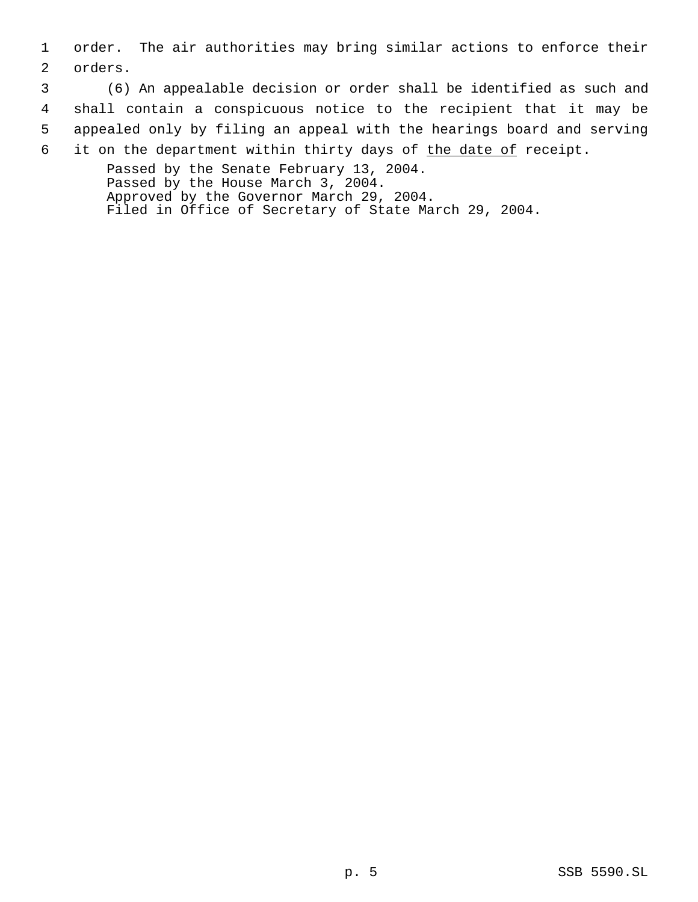order. The air authorities may bring similar actions to enforce their orders.

(6) An appealable decision or order shall be identified as such and shall contain a conspicuous notice to the recipient that it may be appealed only by filing an appeal with the hearings board and serving it on the department within thirty days of <u>the date of</u> receipt.

Passed by the Senate February 13, 2004.
Passed by the House March 3, 2004.
Approved by the Governor March 29, 2004.
Filed in Office of Secretary of State March 29, 2004.